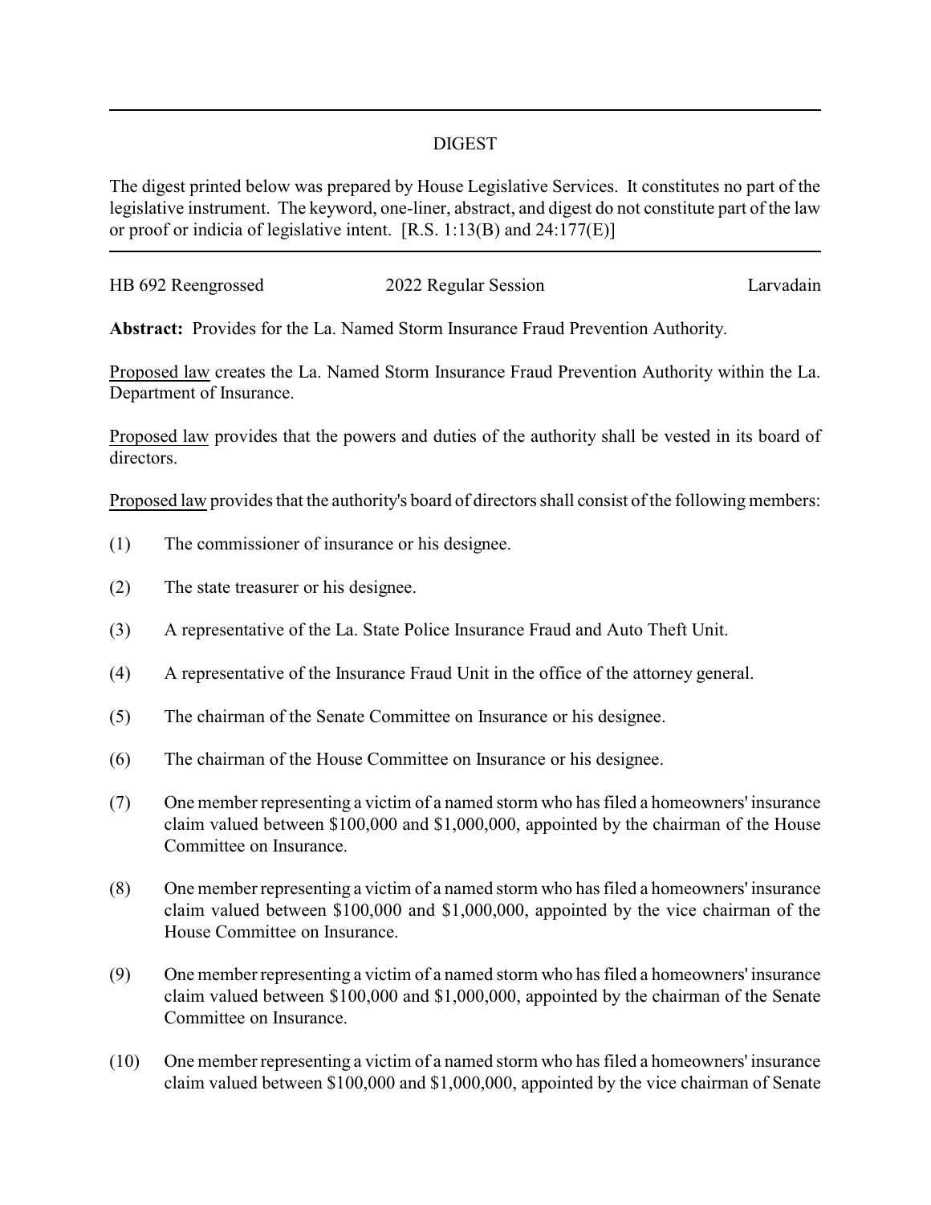## DIGEST

The digest printed below was prepared by House Legislative Services. It constitutes no part of the legislative instrument. The keyword, one-liner, abstract, and digest do not constitute part of the law or proof or indicia of legislative intent. [R.S. 1:13(B) and 24:177(E)]

---

HB 692 Reengrossed | 2022 Regular Session | Larvadain

**Abstract:** Provides for the La. Named Storm Insurance Fraud Prevention Authority.

Proposed law creates the La. Named Storm Insurance Fraud Prevention Authority within the La. Department of Insurance.

Proposed law provides that the powers and duties of the authority shall be vested in its board of directors.

Proposed law provides that the authority's board of directors shall consist of the following members:

(1) The commissioner of insurance or his designee.

(2) The state treasurer or his designee.

(3) A representative of the La. State Police Insurance Fraud and Auto Theft Unit.

(4) A representative of the Insurance Fraud Unit in the office of the attorney general.

(5) The chairman of the Senate Committee on Insurance or his designee.

(6) The chairman of the House Committee on Insurance or his designee.

(7) One member representing a victim of a named storm who has filed a homeowners' insurance claim valued between $100,000 and $1,000,000, appointed by the chairman of the House Committee on Insurance.

(8) One member representing a victim of a named storm who has filed a homeowners' insurance claim valued between $100,000 and $1,000,000, appointed by the vice chairman of the House Committee on Insurance.

(9) One member representing a victim of a named storm who has filed a homeowners' insurance claim valued between $100,000 and $1,000,000, appointed by the chairman of the Senate Committee on Insurance.

(10) One member representing a victim of a named storm who has filed a homeowners' insurance claim valued between $100,000 and $1,000,000, appointed by the vice chairman of Senate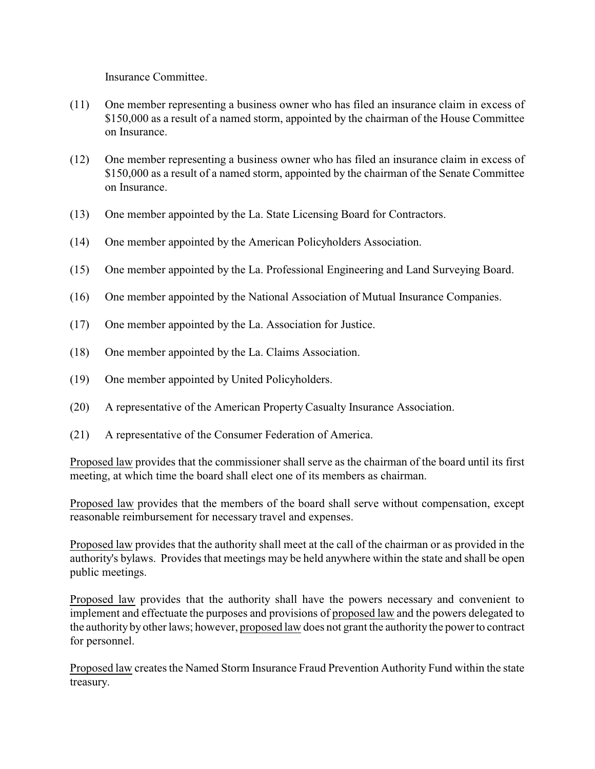Insurance Committee.

(11) One member representing a business owner who has filed an insurance claim in excess of $150,000 as a result of a named storm, appointed by the chairman of the House Committee on Insurance.

(12) One member representing a business owner who has filed an insurance claim in excess of $150,000 as a result of a named storm, appointed by the chairman of the Senate Committee on Insurance.

(13) One member appointed by the La. State Licensing Board for Contractors.

(14) One member appointed by the American Policyholders Association.

(15) One member appointed by the La. Professional Engineering and Land Surveying Board.

(16) One member appointed by the National Association of Mutual Insurance Companies.

(17) One member appointed by the La. Association for Justice.

(18) One member appointed by the La. Claims Association.

(19) One member appointed by United Policyholders.

(20) A representative of the American Property Casualty Insurance Association.

(21) A representative of the Consumer Federation of America.

Proposed law provides that the commissioner shall serve as the chairman of the board until its first meeting, at which time the board shall elect one of its members as chairman.

Proposed law provides that the members of the board shall serve without compensation, except reasonable reimbursement for necessary travel and expenses.

Proposed law provides that the authority shall meet at the call of the chairman or as provided in the authority's bylaws. Provides that meetings may be held anywhere within the state and shall be open public meetings.

Proposed law provides that the authority shall have the powers necessary and convenient to implement and effectuate the purposes and provisions of proposed law and the powers delegated to the authority by other laws; however, proposed law does not grant the authority the power to contract for personnel.

Proposed law creates the Named Storm Insurance Fraud Prevention Authority Fund within the state treasury.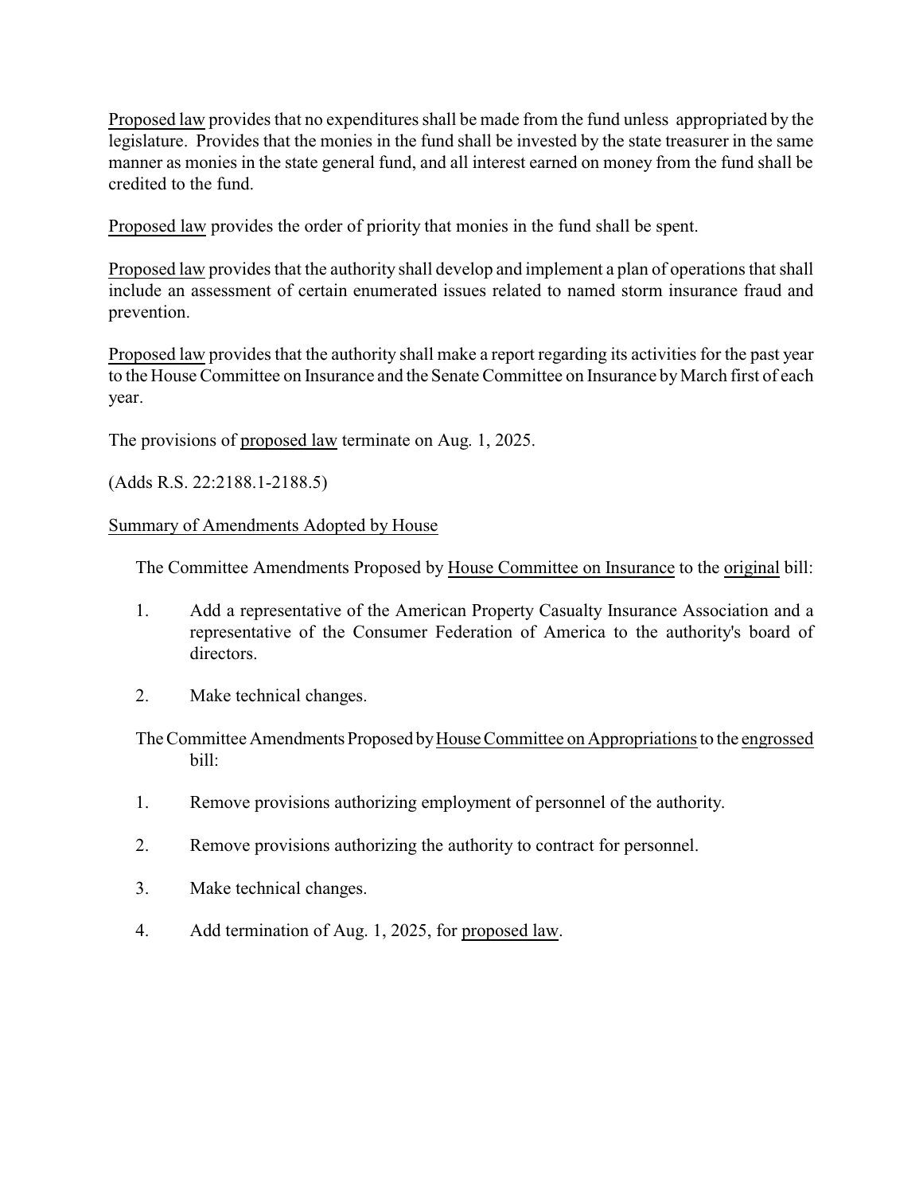Proposed law provides that no expenditures shall be made from the fund unless appropriated by the legislature. Provides that the monies in the fund shall be invested by the state treasurer in the same manner as monies in the state general fund, and all interest earned on money from the fund shall be credited to the fund.

Proposed law provides the order of priority that monies in the fund shall be spent.

Proposed law provides that the authority shall develop and implement a plan of operations that shall include an assessment of certain enumerated issues related to named storm insurance fraud and prevention.

Proposed law provides that the authority shall make a report regarding its activities for the past year to the House Committee on Insurance and the Senate Committee on Insurance by March first of each year.

The provisions of proposed law terminate on Aug. 1, 2025.

(Adds R.S. 22:2188.1-2188.5)

Summary of Amendments Adopted by House

The Committee Amendments Proposed by House Committee on Insurance to the original bill:

1. Add a representative of the American Property Casualty Insurance Association and a representative of the Consumer Federation of America to the authority's board of directors.

2. Make technical changes.

The Committee Amendments Proposed by House Committee on Appropriations to the engrossed bill:

1. Remove provisions authorizing employment of personnel of the authority.

2. Remove provisions authorizing the authority to contract for personnel.

3. Make technical changes.

4. Add termination of Aug. 1, 2025, for proposed law.